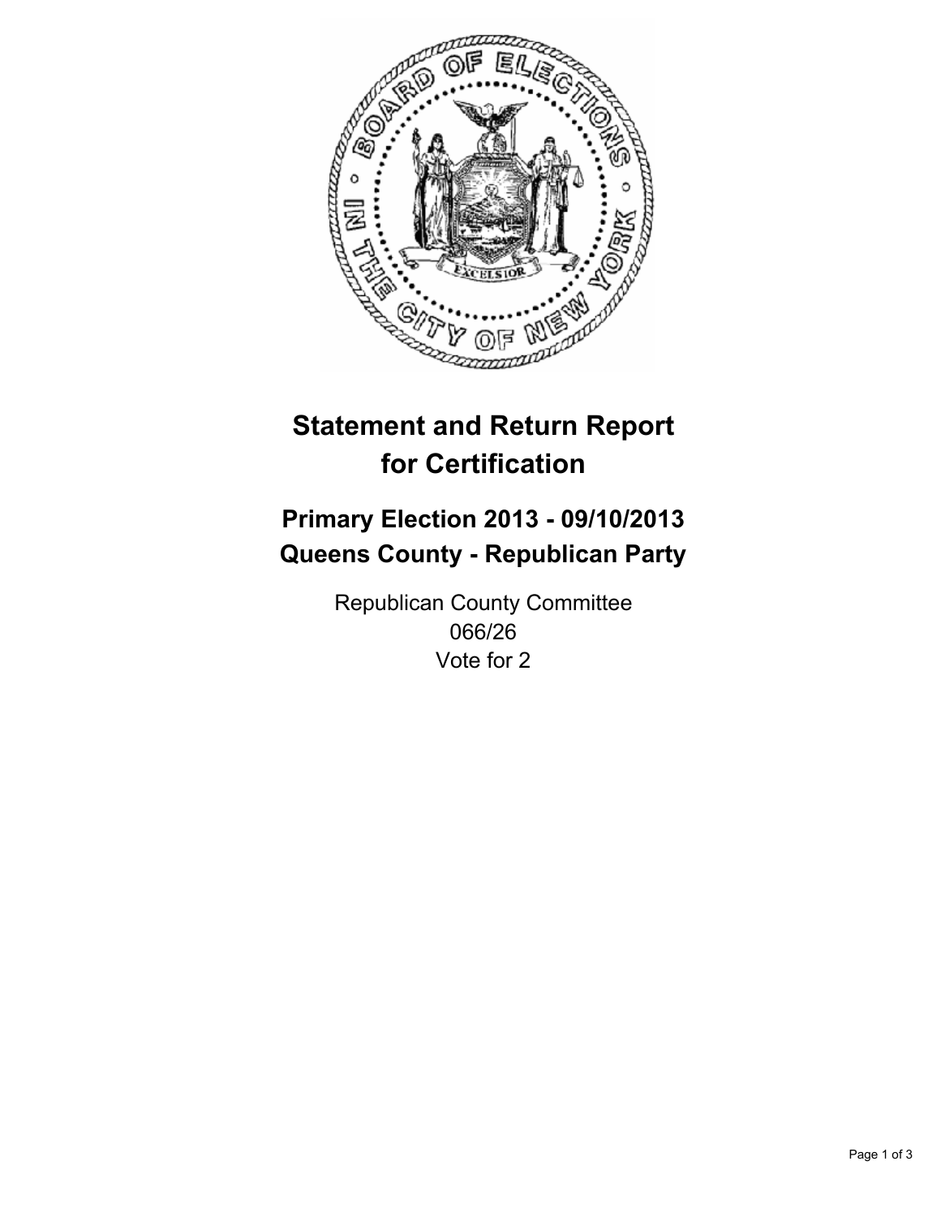# Statement and Return Report for Certification

## Primary Election 2013 - 09/10/2013
## Queens County - Republican Party

Republican County Committee
066/26
Vote for 2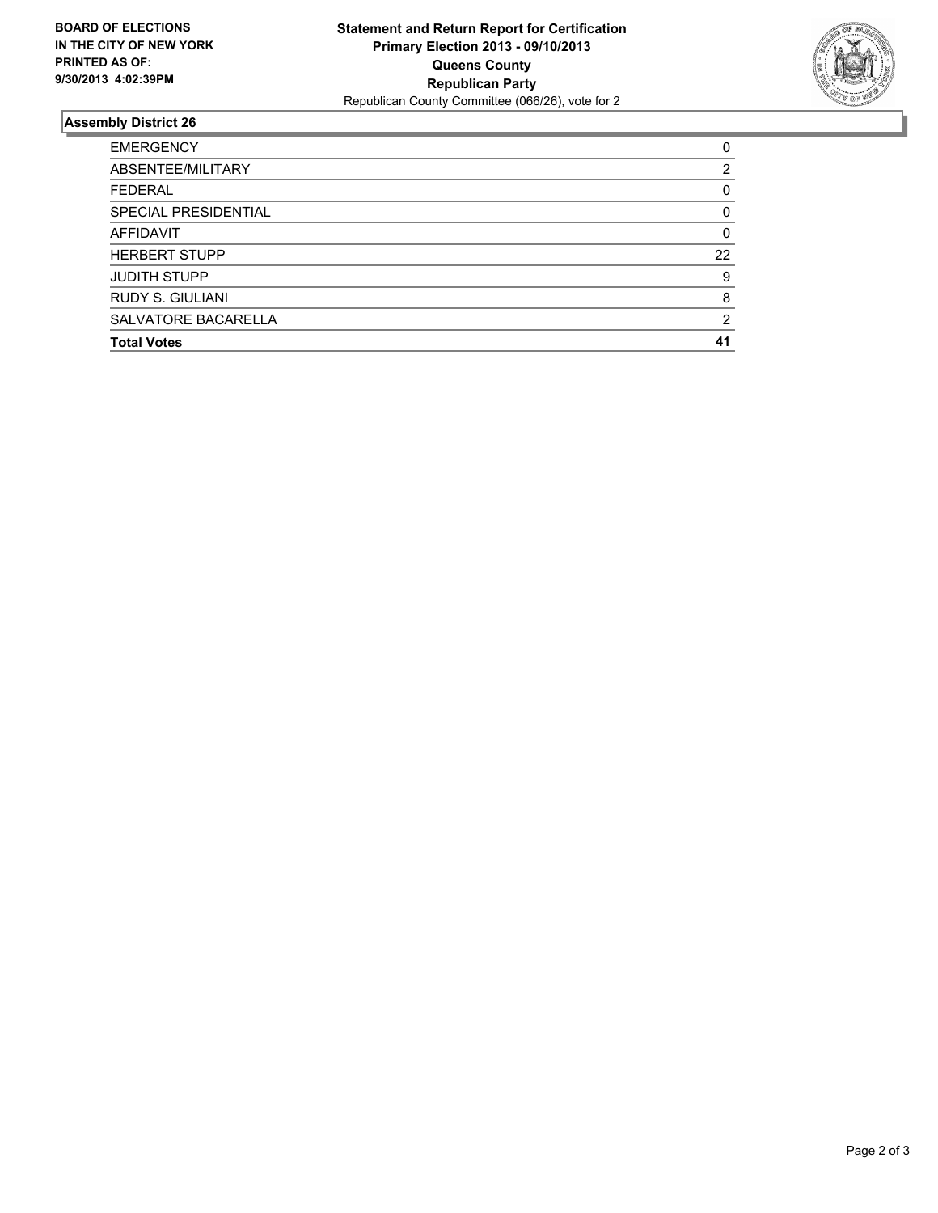**BOARD OF ELECTIONS IN THE CITY OF NEW YORK PRINTED AS OF: 9/30/2013 4:02:39PM**

**Statement and Return Report for Certification**
**Primary Election 2013 - 09/10/2013**
**Queens County**
**Republican Party**
Republican County Committee (066/26), vote for 2

## Assembly District 26

| | |
|---|---|
| EMERGENCY | 0 |
| ABSENTEE/MILITARY | 2 |
| FEDERAL | 0 |
| SPECIAL PRESIDENTIAL | 0 |
| AFFIDAVIT | 0 |
| HERBERT STUPP | 22 |
| JUDITH STUPP | 9 |
| RUDY S. GIULIANI | 8 |
| SALVATORE BACARELLA | 2 |
| **Total Votes** | **41** |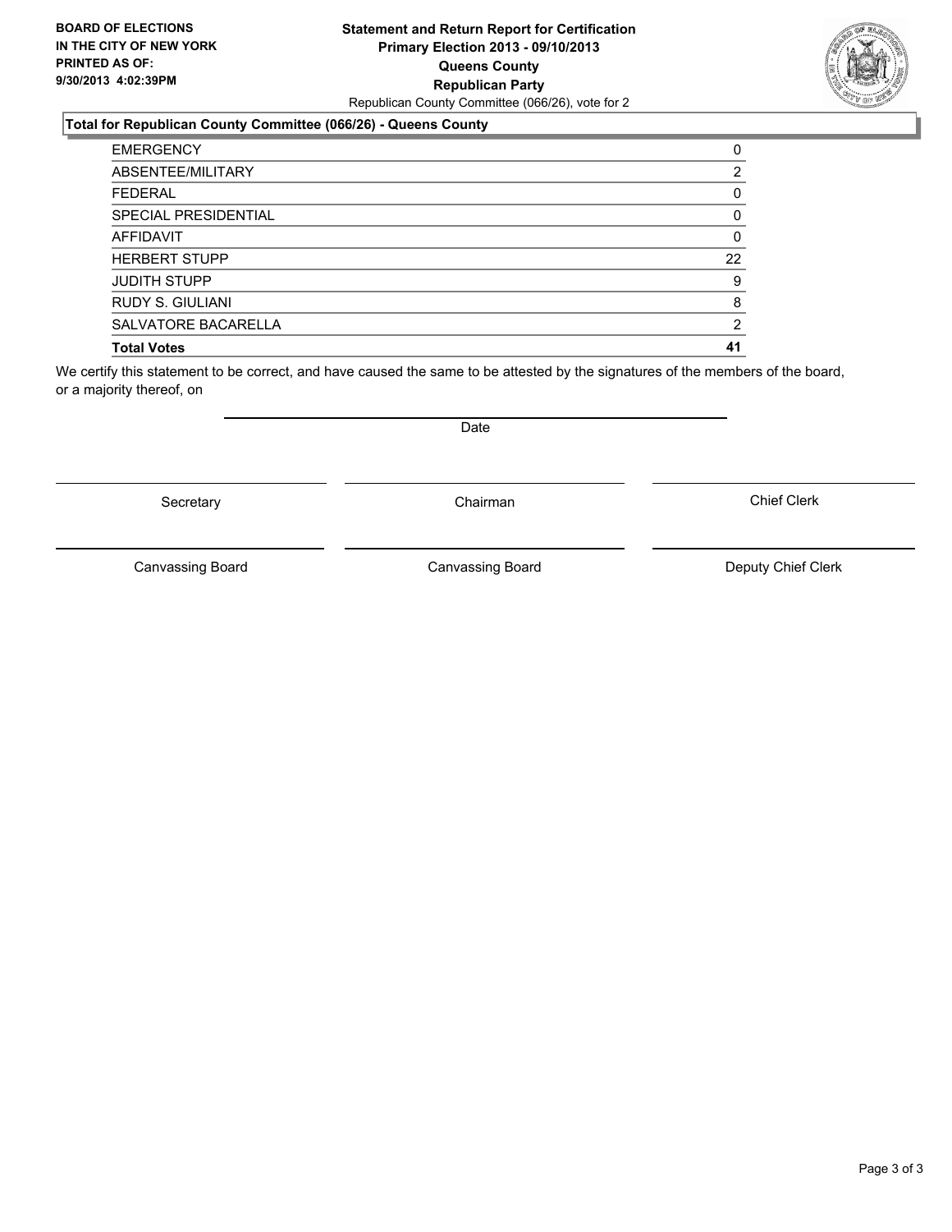**BOARD OF ELECTIONS IN THE CITY OF NEW YORK PRINTED AS OF: 9/30/2013 4:02:39PM**

**Statement and Return Report for Certification**
**Primary Election 2013 - 09/10/2013**
**Queens County**
**Republican Party**
Republican County Committee (066/26), vote for 2

## Total for Republican County Committee (066/26) - Queens County

| | |
|---|---|
| EMERGENCY | 0 |
| ABSENTEE/MILITARY | 2 |
| FEDERAL | 0 |
| SPECIAL PRESIDENTIAL | 0 |
| AFFIDAVIT | 0 |
| HERBERT STUPP | 22 |
| JUDITH STUPP | 9 |
| RUDY S. GIULIANI | 8 |
| SALVATORE BACARELLA | 2 |
| **Total Votes** | **41** |

We certify this statement to be correct, and have caused the same to be attested by the signatures of the members of the board, or a majority thereof, on

Date

Secretary

Chairman

Chief Clerk

Canvassing Board

Canvassing Board

Deputy Chief Clerk